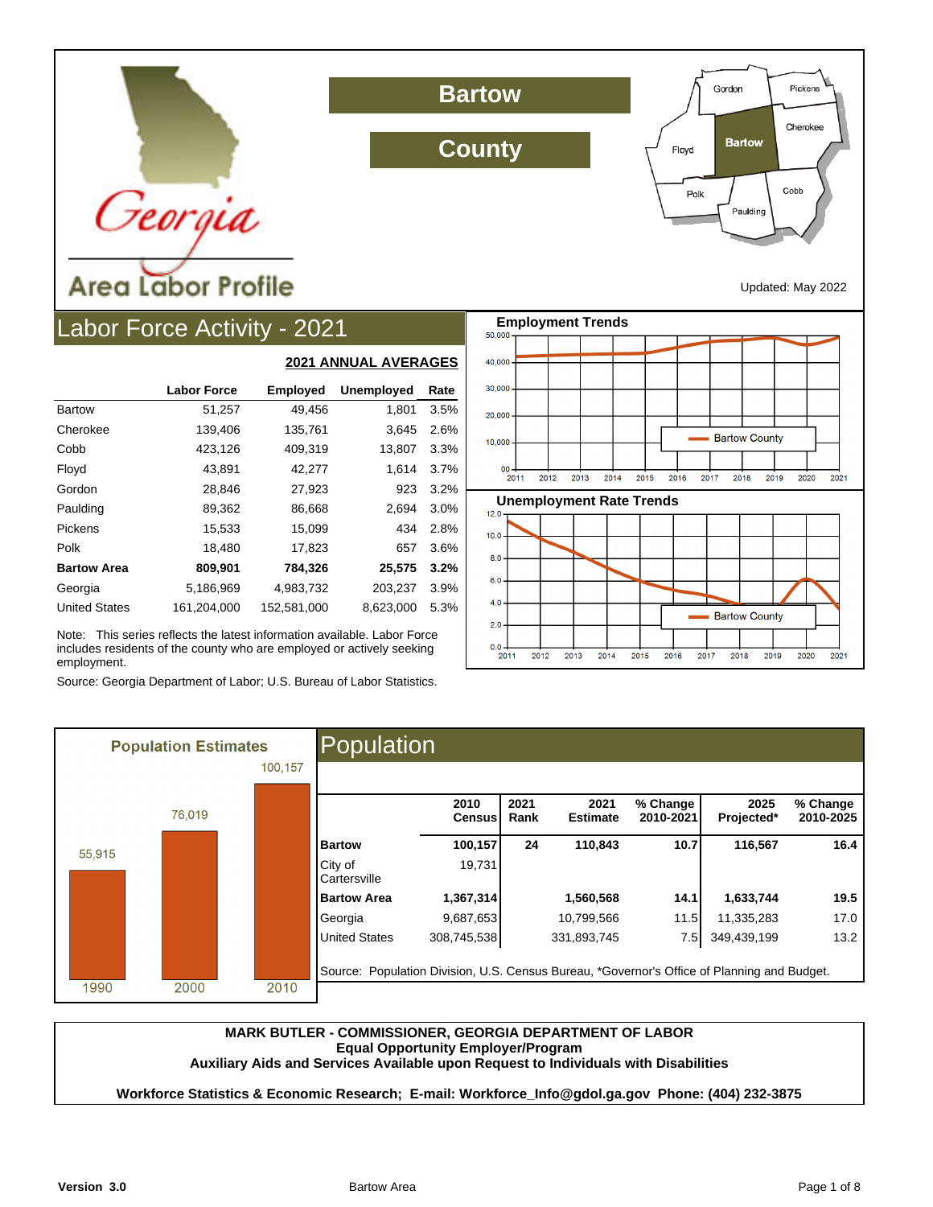# Georgia Area Labor Profile

# Bartow County

Updated: May 2022

## Labor Force Activity - 2021

**2021 ANNUAL AVERAGES**

| | Labor Force | Employed | Unemployed | Rate |
|---|---|---|---|---|
| Bartow | 51,257 | 49,456 | 1,801 | 3.5% |
| Cherokee | 139,406 | 135,761 | 3,645 | 2.6% |
| Cobb | 423,126 | 409,319 | 13,807 | 3.3% |
| Floyd | 43,891 | 42,277 | 1,614 | 3.7% |
| Gordon | 28,846 | 27,923 | 923 | 3.2% |
| Paulding | 89,362 | 86,668 | 2,694 | 3.0% |
| Pickens | 15,533 | 15,099 | 434 | 2.8% |
| Polk | 18,480 | 17,823 | 657 | 3.6% |
| **Bartow Area** | **809,901** | **784,326** | **25,575** | **3.2%** |
| Georgia | 5,186,969 | 4,983,732 | 203,237 | 3.9% |
| United States | 161,204,000 | 152,581,000 | 8,623,000 | 5.3% |

Note: This series reflects the latest information available. Labor Force includes residents of the county who are employed or actively seeking employment.

Source: Georgia Department of Labor; U.S. Bureau of Labor Statistics.

**Employment Trends**

**Unemployment Rate Trends**

## Population

**Population Estimates**

| Year | Population |
|---|---|
| 1990 | 55,915 |
| 2000 | 76,019 |
| 2010 | 100,157 |

| | 2010 Census | 2021 Rank | 2021 Estimate | % Change 2010-2021 | 2025 Projected* | % Change 2010-2025 |
|---|---|---|---|---|---|---|
| **Bartow** | **100,157** | **24** | **110,843** | **10.7** | **116,567** | **16.4** |
| City of Cartersville | 19,731 | | | | | |
| **Bartow Area** | **1,367,314** | | **1,560,568** | **14.1** | **1,633,744** | **19.5** |
| Georgia | 9,687,653 | | 10,799,566 | 11.5 | 11,335,283 | 17.0 |
| United States | 308,745,538 | | 331,893,745 | 7.5 | 349,439,199 | 13.2 |

Source: Population Division, U.S. Census Bureau, *Governor's Office of Planning and Budget.

**MARK BUTLER - COMMISSIONER, GEORGIA DEPARTMENT OF LABOR**
**Equal Opportunity Employer/Program**
**Auxiliary Aids and Services Available upon Request to Individuals with Disabilities**

**Workforce Statistics & Economic Research; E-mail: Workforce_Info@gdol.ga.gov Phone: (404) 232-3875**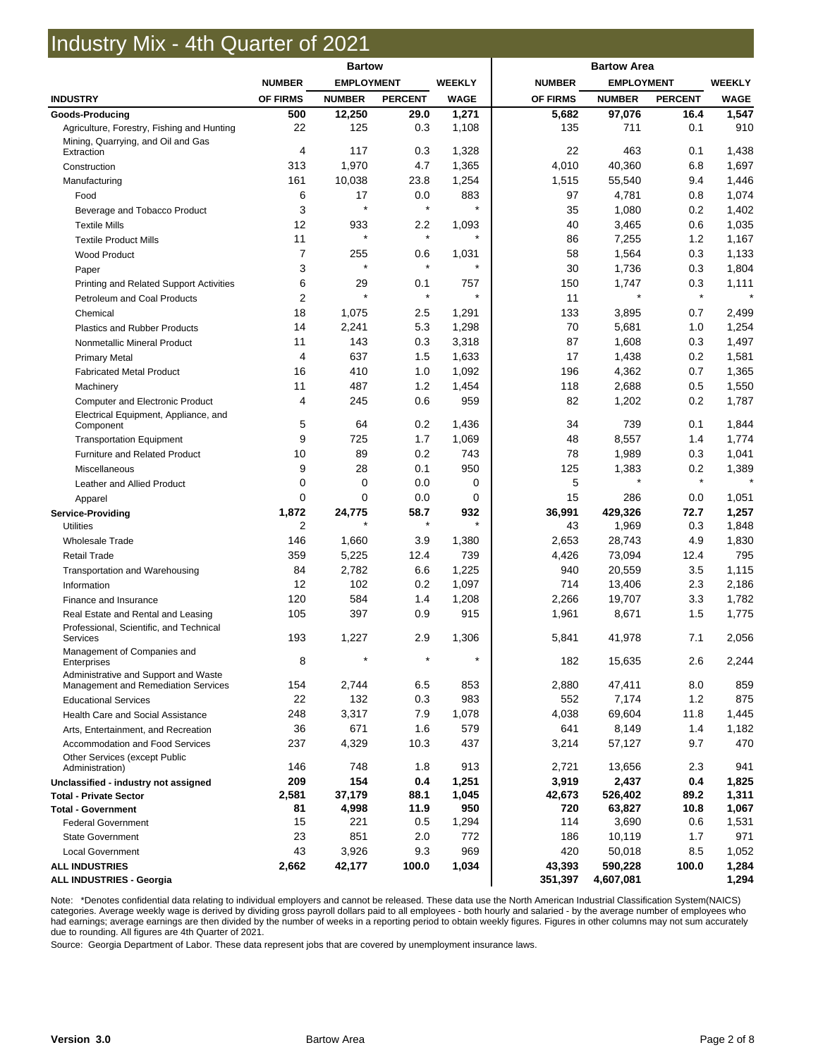# Industry Mix - 4th Quarter of 2021

| | Bartow | | | | Bartow Area | | | |
|---|---|---|---|---|---|---|---|---|
| | NUMBER | EMPLOYMENT | | WEEKLY | NUMBER | EMPLOYMENT | | WEEKLY |
| INDUSTRY | OF FIRMS | NUMBER | PERCENT | WAGE | OF FIRMS | NUMBER | PERCENT | WAGE |
| **Goods-Producing** | **500** | **12,250** | **29.0** | **1,271** | **5,682** | **97,076** | **16.4** | **1,547** |
| Agriculture, Forestry, Fishing and Hunting | 22 | 125 | 0.3 | 1,108 | 135 | 711 | 0.1 | 910 |
| Mining, Quarrying, and Oil and Gas Extraction | 4 | 117 | 0.3 | 1,328 | 22 | 463 | 0.1 | 1,438 |
| Construction | 313 | 1,970 | 4.7 | 1,365 | 4,010 | 40,360 | 6.8 | 1,697 |
| Manufacturing | 161 | 10,038 | 23.8 | 1,254 | 1,515 | 55,540 | 9.4 | 1,446 |
| Food | 6 | 17 | 0.0 | 883 | 97 | 4,781 | 0.8 | 1,074 |
| Beverage and Tobacco Product | 3 | * | * | * | 35 | 1,080 | 0.2 | 1,402 |
| Textile Mills | 12 | 933 | 2.2 | 1,093 | 40 | 3,465 | 0.6 | 1,035 |
| Textile Product Mills | 11 | * | * | * | 86 | 7,255 | 1.2 | 1,167 |
| Wood Product | 7 | 255 | 0.6 | 1,031 | 58 | 1,564 | 0.3 | 1,133 |
| Paper | 3 | * | * | * | 30 | 1,736 | 0.3 | 1,804 |
| Printing and Related Support Activities | 6 | 29 | 0.1 | 757 | 150 | 1,747 | 0.3 | 1,111 |
| Petroleum and Coal Products | 2 | * | * | * | 11 | * | * | * |
| Chemical | 18 | 1,075 | 2.5 | 1,291 | 133 | 3,895 | 0.7 | 2,499 |
| Plastics and Rubber Products | 14 | 2,241 | 5.3 | 1,298 | 70 | 5,681 | 1.0 | 1,254 |
| Nonmetallic Mineral Product | 11 | 143 | 0.3 | 3,318 | 87 | 1,608 | 0.3 | 1,497 |
| Primary Metal | 4 | 637 | 1.5 | 1,633 | 17 | 1,438 | 0.2 | 1,581 |
| Fabricated Metal Product | 16 | 410 | 1.0 | 1,092 | 196 | 4,362 | 0.7 | 1,365 |
| Machinery | 11 | 487 | 1.2 | 1,454 | 118 | 2,688 | 0.5 | 1,550 |
| Computer and Electronic Product | 4 | 245 | 0.6 | 959 | 82 | 1,202 | 0.2 | 1,787 |
| Electrical Equipment, Appliance, and Component | 5 | 64 | 0.2 | 1,436 | 34 | 739 | 0.1 | 1,844 |
| Transportation Equipment | 9 | 725 | 1.7 | 1,069 | 48 | 8,557 | 1.4 | 1,774 |
| Furniture and Related Product | 10 | 89 | 0.2 | 743 | 78 | 1,989 | 0.3 | 1,041 |
| Miscellaneous | 9 | 28 | 0.1 | 950 | 125 | 1,383 | 0.2 | 1,389 |
| Leather and Allied Product | 0 | 0 | 0.0 | 0 | 5 | * | * | * |
| Apparel | 0 | 0 | 0.0 | 0 | 15 | 286 | 0.0 | 1,051 |
| **Service-Providing** | **1,872** | **24,775** | **58.7** | **932** | **36,991** | **429,326** | **72.7** | **1,257** |
| Utilities | 2 | * | * | * | 43 | 1,969 | 0.3 | 1,848 |
| Wholesale Trade | 146 | 1,660 | 3.9 | 1,380 | 2,653 | 28,743 | 4.9 | 1,830 |
| Retail Trade | 359 | 5,225 | 12.4 | 739 | 4,426 | 73,094 | 12.4 | 795 |
| Transportation and Warehousing | 84 | 2,782 | 6.6 | 1,225 | 940 | 20,559 | 3.5 | 1,115 |
| Information | 12 | 102 | 0.2 | 1,097 | 714 | 13,406 | 2.3 | 2,186 |
| Finance and Insurance | 120 | 584 | 1.4 | 1,208 | 2,266 | 19,707 | 3.3 | 1,782 |
| Real Estate and Rental and Leasing | 105 | 397 | 0.9 | 915 | 1,961 | 8,671 | 1.5 | 1,775 |
| Professional, Scientific, and Technical Services | 193 | 1,227 | 2.9 | 1,306 | 5,841 | 41,978 | 7.1 | 2,056 |
| Management of Companies and Enterprises | 8 | * | * | * | 182 | 15,635 | 2.6 | 2,244 |
| Administrative and Support and Waste Management and Remediation Services | 154 | 2,744 | 6.5 | 853 | 2,880 | 47,411 | 8.0 | 859 |
| Educational Services | 22 | 132 | 0.3 | 983 | 552 | 7,174 | 1.2 | 875 |
| Health Care and Social Assistance | 248 | 3,317 | 7.9 | 1,078 | 4,038 | 69,604 | 11.8 | 1,445 |
| Arts, Entertainment, and Recreation | 36 | 671 | 1.6 | 579 | 641 | 8,149 | 1.4 | 1,182 |
| Accommodation and Food Services | 237 | 4,329 | 10.3 | 437 | 3,214 | 57,127 | 9.7 | 470 |
| Other Services (except Public Administration) | 146 | 748 | 1.8 | 913 | 2,721 | 13,656 | 2.3 | 941 |
| **Unclassified - industry not assigned** | **209** | **154** | **0.4** | **1,251** | **3,919** | **2,437** | **0.4** | **1,825** |
| **Total - Private Sector** | **2,581** | **37,179** | **88.1** | **1,045** | **42,673** | **526,402** | **89.2** | **1,311** |
| **Total - Government** | **81** | **4,998** | **11.9** | **950** | **720** | **63,827** | **10.8** | **1,067** |
| Federal Government | 15 | 221 | 0.5 | 1,294 | 114 | 3,690 | 0.6 | 1,531 |
| State Government | 23 | 851 | 2.0 | 772 | 186 | 10,119 | 1.7 | 971 |
| Local Government | 43 | 3,926 | 9.3 | 969 | 420 | 50,018 | 8.5 | 1,052 |
| **ALL INDUSTRIES** | **2,662** | **42,177** | **100.0** | **1,034** | **43,393** | **590,228** | **100.0** | **1,284** |
| **ALL INDUSTRIES - Georgia** | | | | | **351,397** | **4,607,081** | | **1,294** |

Note: *Denotes confidential data relating to individual employers and cannot be released. These data use the North American Industrial Classification System(NAICS) categories. Average weekly wage is derived by dividing gross payroll dollars paid to all employees - both hourly and salaried - by the average number of employees who had earnings; average earnings are then divided by the number of weeks in a reporting period to obtain weekly figures. Figures in other columns may not sum accurately due to rounding. All figures are 4th Quarter of 2021.

Source: Georgia Department of Labor. These data represent jobs that are covered by unemployment insurance laws.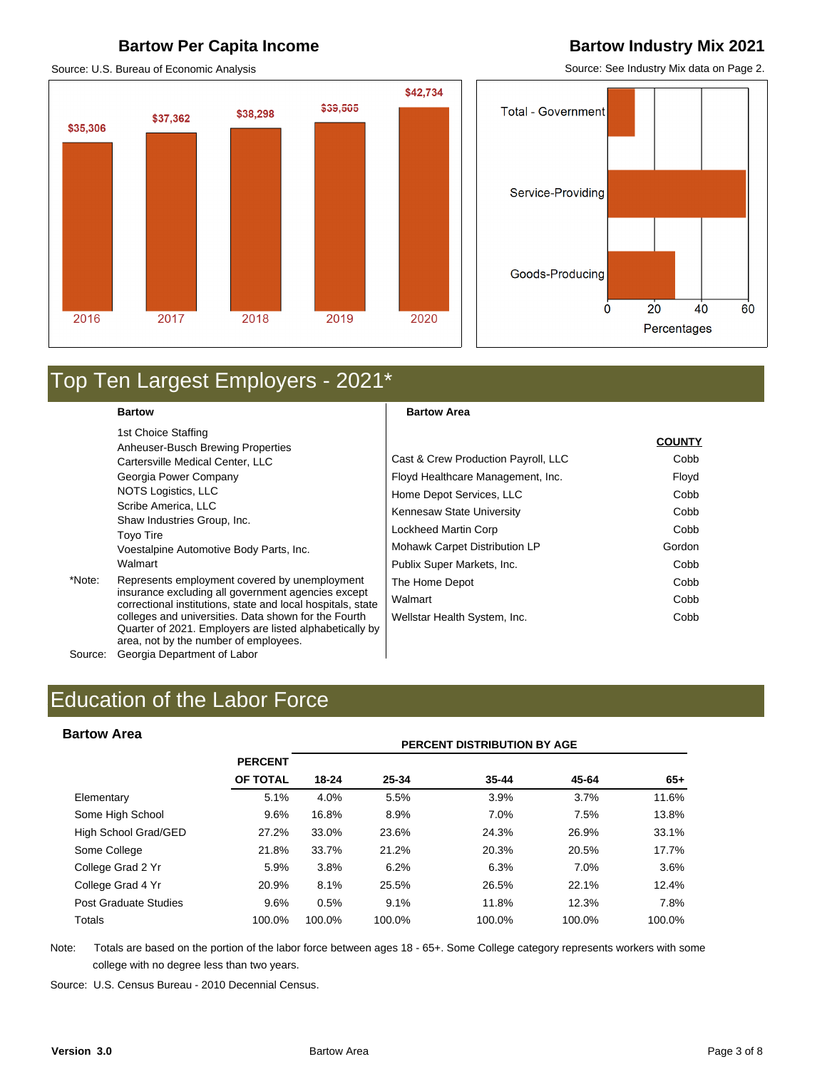## Bartow Per Capita Income

Source: U.S. Bureau of Economic Analysis

| Year | Per Capita Income |
|---|---|
| 2016 | $35,306 |
| 2017 | $37,362 |
| 2018 | $38,298 |
| 2019 | $39,505 |
| 2020 | $42,734 |

## Bartow Industry Mix 2021

Source: See Industry Mix data on Page 2.

Total - Government

Service-Providing

Goods-Producing

0 20 40 60

Percentages

# Top Ten Largest Employers - 2021*

**Bartow**

1st Choice Staffing
Anheuser-Busch Brewing Properties
Cartersville Medical Center, LLC
Georgia Power Company
NOTS Logistics, LLC
Scribe America, LLC
Shaw Industries Group, Inc.
Toyo Tire
Voestalpine Automotive Body Parts, Inc.
Walmart

*Note: Represents employment covered by unemployment insurance excluding all government agencies except correctional institutions, state and local hospitals, state colleges and universities. Data shown for the Fourth Quarter of 2021. Employers are listed alphabetically by area, not by the number of employees.

Source: Georgia Department of Labor

**Bartow Area**

| | COUNTY |
|---|---|
| Cast & Crew Production Payroll, LLC | Cobb |
| Floyd Healthcare Management, Inc. | Floyd |
| Home Depot Services, LLC | Cobb |
| Kennesaw State University | Cobb |
| Lockheed Martin Corp | Cobb |
| Mohawk Carpet Distribution LP | Gordon |
| Publix Super Markets, Inc. | Cobb |
| The Home Depot | Cobb |
| Walmart | Cobb |
| Wellstar Health System, Inc. | Cobb |

# Education of the Labor Force

**Bartow Area**

| | PERCENT OF TOTAL | PERCENT DISTRIBUTION BY AGE | | | | |
|---|---|---|---|---|---|---|
| | | 18-24 | 25-34 | 35-44 | 45-64 | 65+ |
| Elementary | 5.1% | 4.0% | 5.5% | 3.9% | 3.7% | 11.6% |
| Some High School | 9.6% | 16.8% | 8.9% | 7.0% | 7.5% | 13.8% |
| High School Grad/GED | 27.2% | 33.0% | 23.6% | 24.3% | 26.9% | 33.1% |
| Some College | 21.8% | 33.7% | 21.2% | 20.3% | 20.5% | 17.7% |
| College Grad 2 Yr | 5.9% | 3.8% | 6.2% | 6.3% | 7.0% | 3.6% |
| College Grad 4 Yr | 20.9% | 8.1% | 25.5% | 26.5% | 22.1% | 12.4% |
| Post Graduate Studies | 9.6% | 0.5% | 9.1% | 11.8% | 12.3% | 7.8% |
| Totals | 100.0% | 100.0% | 100.0% | 100.0% | 100.0% | 100.0% |

Note: Totals are based on the portion of the labor force between ages 18 - 65+. Some College category represents workers with some college with no degree less than two years.

Source: U.S. Census Bureau - 2010 Decennial Census.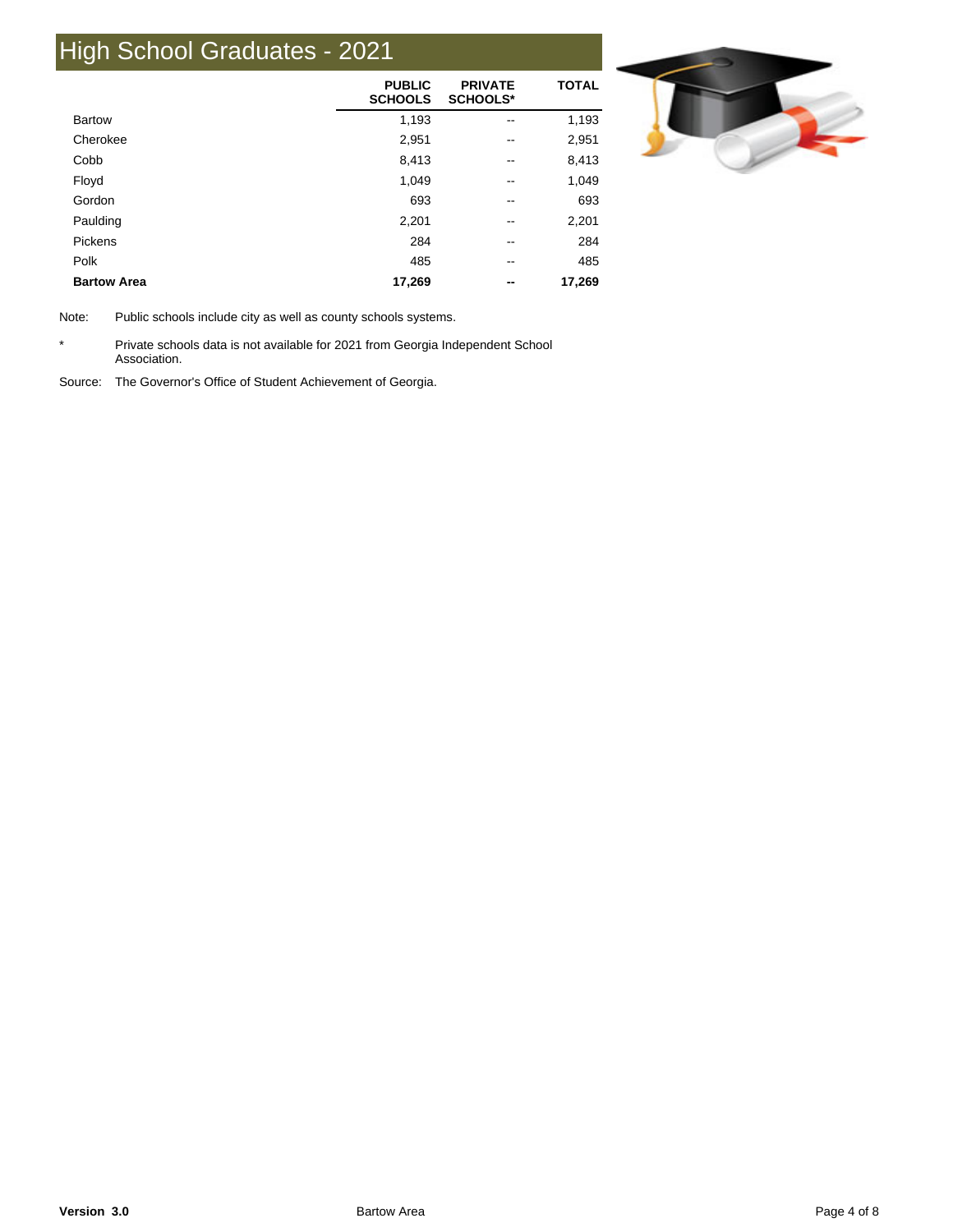# High School Graduates - 2021

| | PUBLIC SCHOOLS | PRIVATE SCHOOLS* | TOTAL |
|---|---|---|---|
| Bartow | 1,193 | -- | 1,193 |
| Cherokee | 2,951 | -- | 2,951 |
| Cobb | 8,413 | -- | 8,413 |
| Floyd | 1,049 | -- | 1,049 |
| Gordon | 693 | -- | 693 |
| Paulding | 2,201 | -- | 2,201 |
| Pickens | 284 | -- | 284 |
| Polk | 485 | -- | 485 |
| **Bartow Area** | **17,269** | **--** | **17,269** |

Note: Public schools include city as well as county schools systems.

* Private schools data is not available for 2021 from Georgia Independent School Association.

Source: The Governor's Office of Student Achievement of Georgia.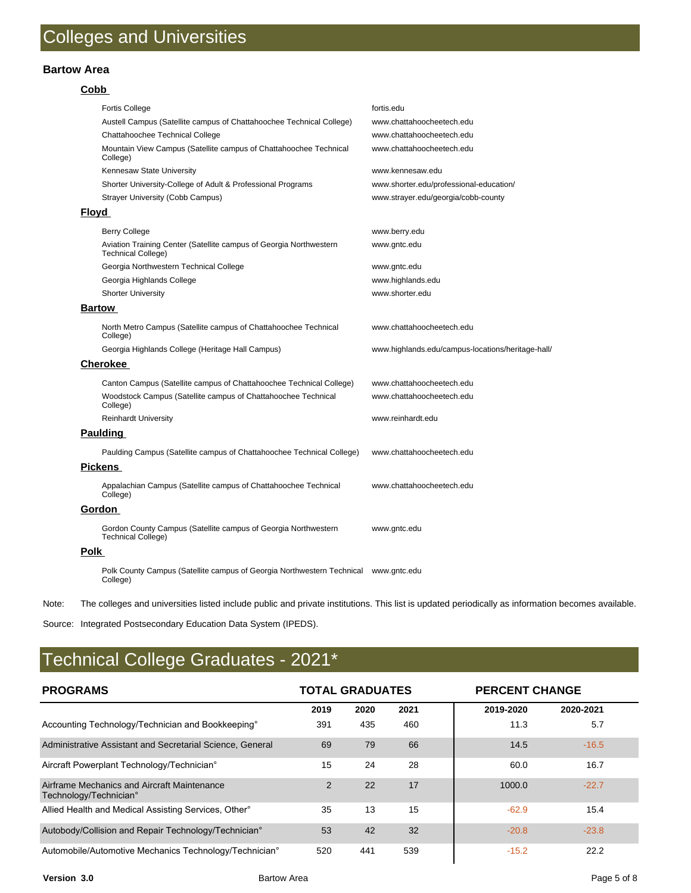# Colleges and Universities

### Bartow Area

#### Cobb

| | |
|---|---|
| Fortis College | fortis.edu |
| Austell Campus (Satellite campus of Chattahoochee Technical College) | www.chattahoocheetech.edu |
| Chattahoochee Technical College | www.chattahoocheetech.edu |
| Mountain View Campus (Satellite campus of Chattahoochee Technical College) | www.chattahoocheetech.edu |
| Kennesaw State University | www.kennesaw.edu |
| Shorter University-College of Adult & Professional Programs | www.shorter.edu/professional-education/ |
| Strayer University (Cobb Campus) | www.strayer.edu/georgia/cobb-county |

#### Floyd

| | |
|---|---|
| Berry College | www.berry.edu |
| Aviation Training Center (Satellite campus of Georgia Northwestern Technical College) | www.gntc.edu |
| Georgia Northwestern Technical College | www.gntc.edu |
| Georgia Highlands College | www.highlands.edu |
| Shorter University | www.shorter.edu |

#### Bartow

| | |
|---|---|
| North Metro Campus (Satellite campus of Chattahoochee Technical College) | www.chattahoocheetech.edu |
| Georgia Highlands College (Heritage Hall Campus) | www.highlands.edu/campus-locations/heritage-hall/ |

#### Cherokee

| | |
|---|---|
| Canton Campus (Satellite campus of Chattahoochee Technical College) | www.chattahoocheetech.edu |
| Woodstock Campus (Satellite campus of Chattahoochee Technical College) | www.chattahoocheetech.edu |
| Reinhardt University | www.reinhardt.edu |

#### Paulding

| | |
|---|---|
| Paulding Campus (Satellite campus of Chattahoochee Technical College) | www.chattahoocheetech.edu |

#### Pickens

| | |
|---|---|
| Appalachian Campus (Satellite campus of Chattahoochee Technical College) | www.chattahoocheetech.edu |

#### Gordon

| | |
|---|---|
| Gordon County Campus (Satellite campus of Georgia Northwestern Technical College) | www.gntc.edu |

#### Polk

| | |
|---|---|
| Polk County Campus (Satellite campus of Georgia Northwestern Technical College) | www.gntc.edu |

Note: The colleges and universities listed include public and private institutions. This list is updated periodically as information becomes available.

Source: Integrated Postsecondary Education Data System (IPEDS).

# Technical College Graduates - 2021*

| PROGRAMS | TOTAL GRADUATES | | | PERCENT CHANGE | |
|---|---|---|---|---|---|
| | 2019 | 2020 | 2021 | 2019-2020 | 2020-2021 |
| Accounting Technology/Technician and Bookkeeping° | 391 | 435 | 460 | 11.3 | 5.7 |
| Administrative Assistant and Secretarial Science, General | 69 | 79 | 66 | 14.5 | -16.5 |
| Aircraft Powerplant Technology/Technician° | 15 | 24 | 28 | 60.0 | 16.7 |
| Airframe Mechanics and Aircraft Maintenance Technology/Technician° | 2 | 22 | 17 | 1000.0 | -22.7 |
| Allied Health and Medical Assisting Services, Other° | 35 | 13 | 15 | -62.9 | 15.4 |
| Autobody/Collision and Repair Technology/Technician° | 53 | 42 | 32 | -20.8 | -23.8 |
| Automobile/Automotive Mechanics Technology/Technician° | 520 | 441 | 539 | -15.2 | 22.2 |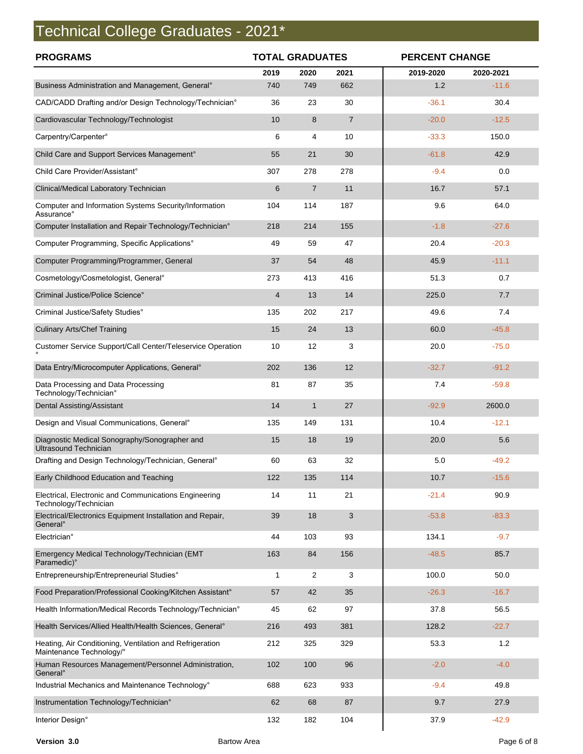# Technical College Graduates - 2021*

| PROGRAMS | TOTAL GRADUATES | | | PERCENT CHANGE | |
|---|---|---|---|---|---|
| | 2019 | 2020 | 2021 | 2019-2020 | 2020-2021 |
| Business Administration and Management, General° | 740 | 749 | 662 | 1.2 | -11.6 |
| CAD/CADD Drafting and/or Design Technology/Technician° | 36 | 23 | 30 | -36.1 | 30.4 |
| Cardiovascular Technology/Technologist | 10 | 8 | 7 | -20.0 | -12.5 |
| Carpentry/Carpenter° | 6 | 4 | 10 | -33.3 | 150.0 |
| Child Care and Support Services Management° | 55 | 21 | 30 | -61.8 | 42.9 |
| Child Care Provider/Assistant° | 307 | 278 | 278 | -9.4 | 0.0 |
| Clinical/Medical Laboratory Technician | 6 | 7 | 11 | 16.7 | 57.1 |
| Computer and Information Systems Security/Information Assurance° | 104 | 114 | 187 | 9.6 | 64.0 |
| Computer Installation and Repair Technology/Technician° | 218 | 214 | 155 | -1.8 | -27.6 |
| Computer Programming, Specific Applications° | 49 | 59 | 47 | 20.4 | -20.3 |
| Computer Programming/Programmer, General | 37 | 54 | 48 | 45.9 | -11.1 |
| Cosmetology/Cosmetologist, General° | 273 | 413 | 416 | 51.3 | 0.7 |
| Criminal Justice/Police Science° | 4 | 13 | 14 | 225.0 | 7.7 |
| Criminal Justice/Safety Studies° | 135 | 202 | 217 | 49.6 | 7.4 |
| Culinary Arts/Chef Training | 15 | 24 | 13 | 60.0 | -45.8 |
| Customer Service Support/Call Center/Teleservice Operation ° | 10 | 12 | 3 | 20.0 | -75.0 |
| Data Entry/Microcomputer Applications, General° | 202 | 136 | 12 | -32.7 | -91.2 |
| Data Processing and Data Processing Technology/Technician° | 81 | 87 | 35 | 7.4 | -59.8 |
| Dental Assisting/Assistant | 14 | 1 | 27 | -92.9 | 2600.0 |
| Design and Visual Communications, General° | 135 | 149 | 131 | 10.4 | -12.1 |
| Diagnostic Medical Sonography/Sonographer and Ultrasound Technician | 15 | 18 | 19 | 20.0 | 5.6 |
| Drafting and Design Technology/Technician, General° | 60 | 63 | 32 | 5.0 | -49.2 |
| Early Childhood Education and Teaching | 122 | 135 | 114 | 10.7 | -15.6 |
| Electrical, Electronic and Communications Engineering Technology/Technician | 14 | 11 | 21 | -21.4 | 90.9 |
| Electrical/Electronics Equipment Installation and Repair, General° | 39 | 18 | 3 | -53.8 | -83.3 |
| Electrician° | 44 | 103 | 93 | 134.1 | -9.7 |
| Emergency Medical Technology/Technician (EMT Paramedic)° | 163 | 84 | 156 | -48.5 | 85.7 |
| Entrepreneurship/Entrepreneurial Studies° | 1 | 2 | 3 | 100.0 | 50.0 |
| Food Preparation/Professional Cooking/Kitchen Assistant° | 57 | 42 | 35 | -26.3 | -16.7 |
| Health Information/Medical Records Technology/Technician° | 45 | 62 | 97 | 37.8 | 56.5 |
| Health Services/Allied Health/Health Sciences, General° | 216 | 493 | 381 | 128.2 | -22.7 |
| Heating, Air Conditioning, Ventilation and Refrigeration Maintenance Technology/° | 212 | 325 | 329 | 53.3 | 1.2 |
| Human Resources Management/Personnel Administration, General° | 102 | 100 | 96 | -2.0 | -4.0 |
| Industrial Mechanics and Maintenance Technology° | 688 | 623 | 933 | -9.4 | 49.8 |
| Instrumentation Technology/Technician° | 62 | 68 | 87 | 9.7 | 27.9 |
| Interior Design° | 132 | 182 | 104 | 37.9 | -42.9 |

**Version 3.0** Bartow Area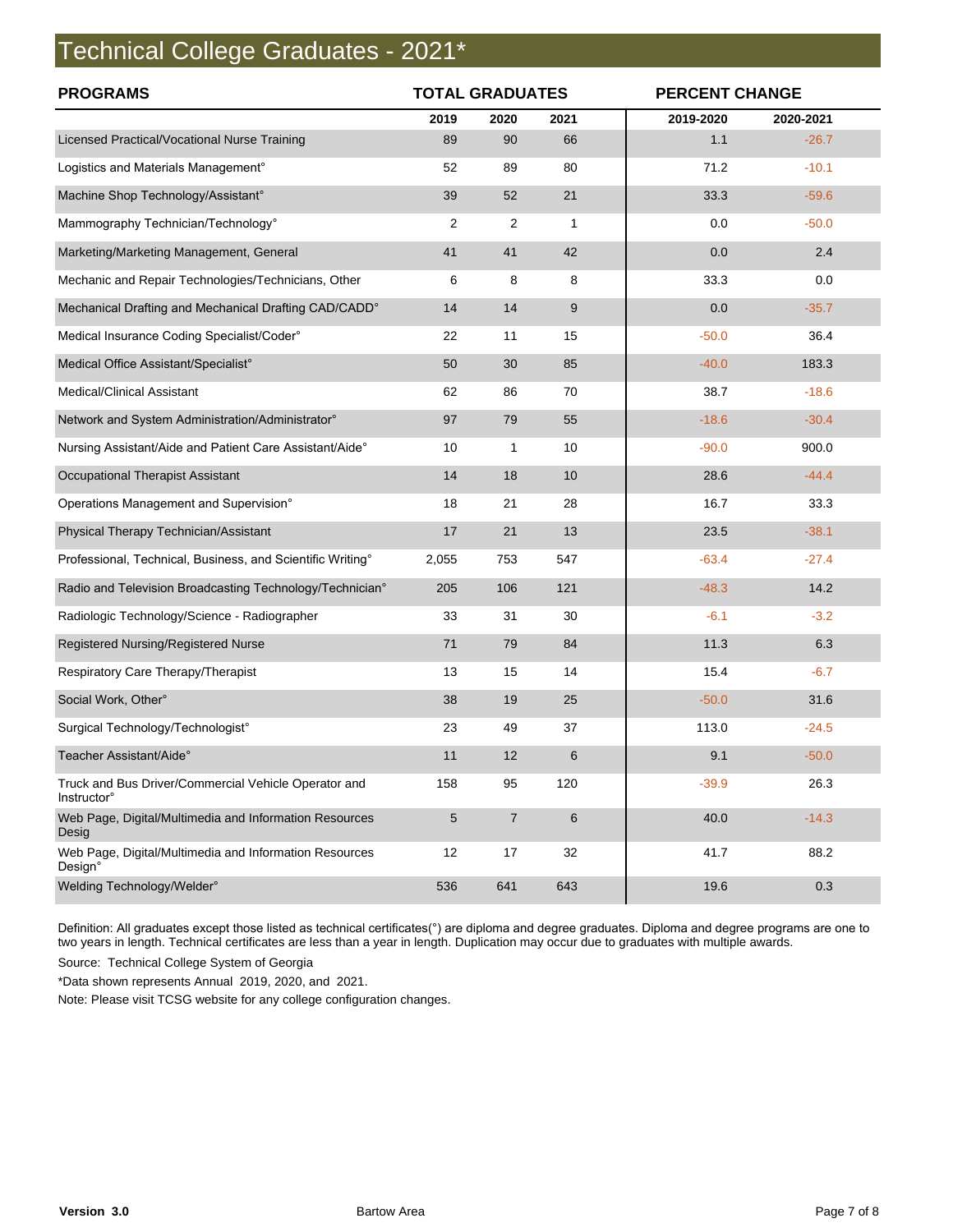# Technical College Graduates - 2021*

| PROGRAMS | TOTAL GRADUATES | | | PERCENT CHANGE | |
|---|---|---|---|---|---|
| | 2019 | 2020 | 2021 | 2019-2020 | 2020-2021 |
| Licensed Practical/Vocational Nurse Training | 89 | 90 | 66 | 1.1 | -26.7 |
| Logistics and Materials Management° | 52 | 89 | 80 | 71.2 | -10.1 |
| Machine Shop Technology/Assistant° | 39 | 52 | 21 | 33.3 | -59.6 |
| Mammography Technician/Technology° | 2 | 2 | 1 | 0.0 | -50.0 |
| Marketing/Marketing Management, General | 41 | 41 | 42 | 0.0 | 2.4 |
| Mechanic and Repair Technologies/Technicians, Other | 6 | 8 | 8 | 33.3 | 0.0 |
| Mechanical Drafting and Mechanical Drafting CAD/CADD° | 14 | 14 | 9 | 0.0 | -35.7 |
| Medical Insurance Coding Specialist/Coder° | 22 | 11 | 15 | -50.0 | 36.4 |
| Medical Office Assistant/Specialist° | 50 | 30 | 85 | -40.0 | 183.3 |
| Medical/Clinical Assistant | 62 | 86 | 70 | 38.7 | -18.6 |
| Network and System Administration/Administrator° | 97 | 79 | 55 | -18.6 | -30.4 |
| Nursing Assistant/Aide and Patient Care Assistant/Aide° | 10 | 1 | 10 | -90.0 | 900.0 |
| Occupational Therapist Assistant | 14 | 18 | 10 | 28.6 | -44.4 |
| Operations Management and Supervision° | 18 | 21 | 28 | 16.7 | 33.3 |
| Physical Therapy Technician/Assistant | 17 | 21 | 13 | 23.5 | -38.1 |
| Professional, Technical, Business, and Scientific Writing° | 2,055 | 753 | 547 | -63.4 | -27.4 |
| Radio and Television Broadcasting Technology/Technician° | 205 | 106 | 121 | -48.3 | 14.2 |
| Radiologic Technology/Science - Radiographer | 33 | 31 | 30 | -6.1 | -3.2 |
| Registered Nursing/Registered Nurse | 71 | 79 | 84 | 11.3 | 6.3 |
| Respiratory Care Therapy/Therapist | 13 | 15 | 14 | 15.4 | -6.7 |
| Social Work, Other° | 38 | 19 | 25 | -50.0 | 31.6 |
| Surgical Technology/Technologist° | 23 | 49 | 37 | 113.0 | -24.5 |
| Teacher Assistant/Aide° | 11 | 12 | 6 | 9.1 | -50.0 |
| Truck and Bus Driver/Commercial Vehicle Operator and Instructor° | 158 | 95 | 120 | -39.9 | 26.3 |
| Web Page, Digital/Multimedia and Information Resources Desig | 5 | 7 | 6 | 40.0 | -14.3 |
| Web Page, Digital/Multimedia and Information Resources Design° | 12 | 17 | 32 | 41.7 | 88.2 |
| Welding Technology/Welder° | 536 | 641 | 643 | 19.6 | 0.3 |

Definition: All graduates except those listed as technical certificates(°) are diploma and degree graduates. Diploma and degree programs are one to two years in length. Technical certificates are less than a year in length. Duplication may occur due to graduates with multiple awards.

Source: Technical College System of Georgia

*Data shown represents Annual 2019, 2020, and 2021.

Note: Please visit TCSG website for any college configuration changes.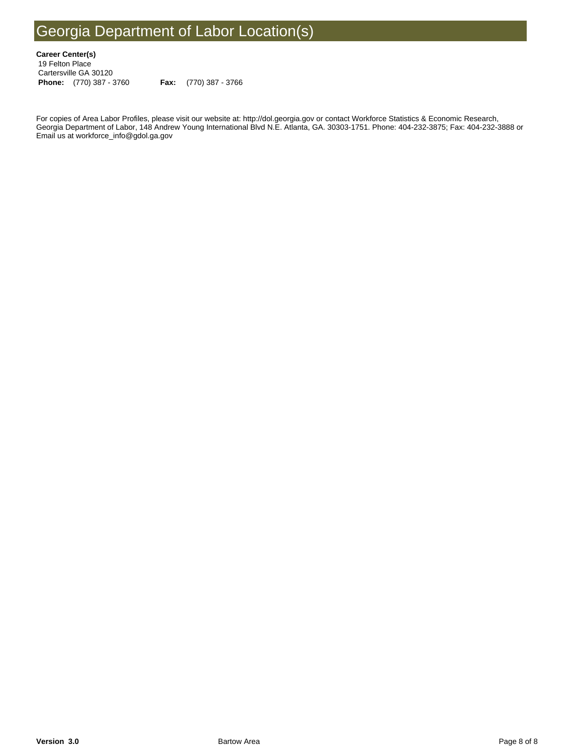# Georgia Department of Labor Location(s)

**Career Center(s)**

19 Felton Place
Cartersville GA 30120
**Phone:** (770) 387 - 3760 **Fax:** (770) 387 - 3766

For copies of Area Labor Profiles, please visit our website at: http://dol.georgia.gov or contact Workforce Statistics & Economic Research, Georgia Department of Labor, 148 Andrew Young International Blvd N.E. Atlanta, GA. 30303-1751. Phone: 404-232-3875; Fax: 404-232-3888 or Email us at workforce_info@gdol.ga.gov